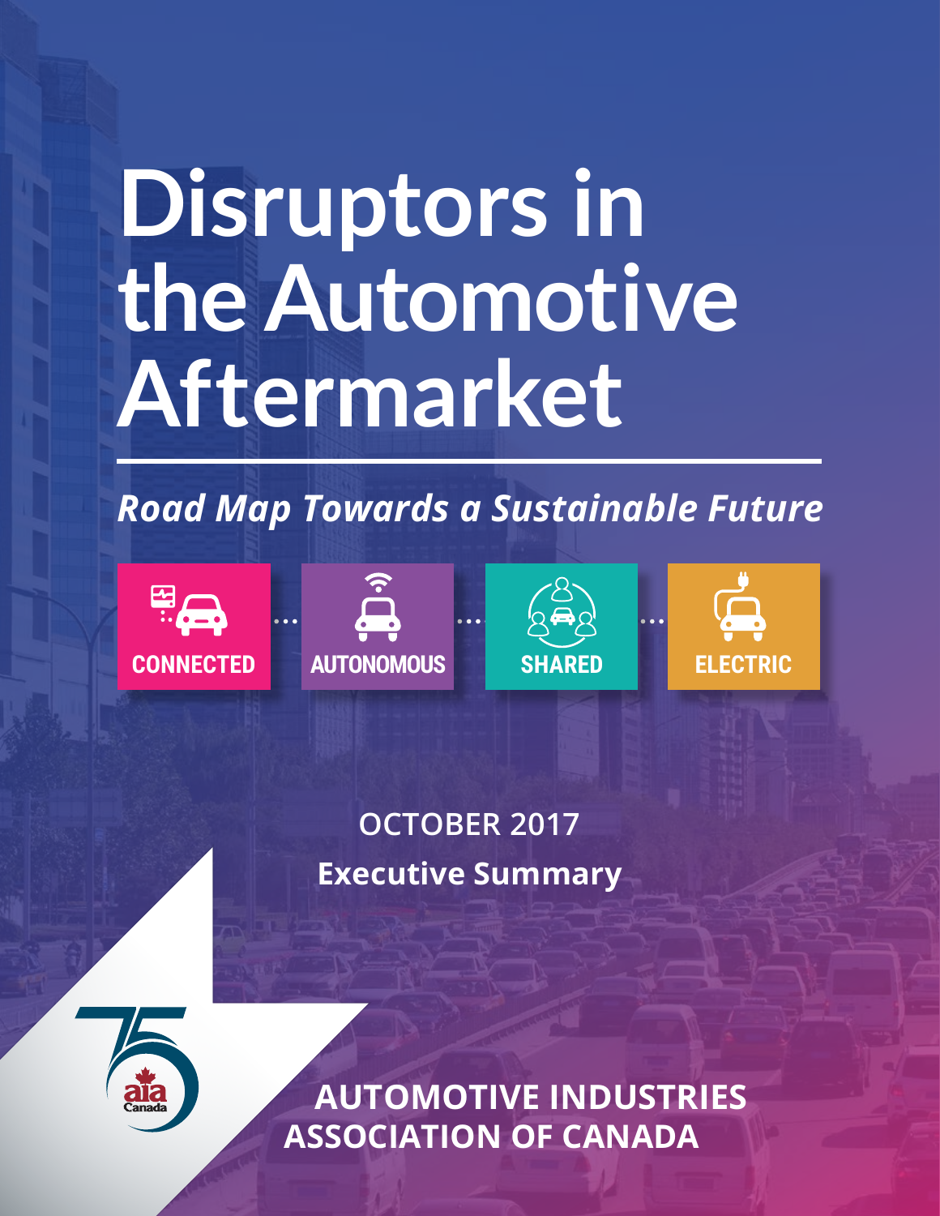# Disruptors in the Automotive Aftermarket

***Road Map Towards a Sustainable Future***

**CONNECTED** ... **AUTONOMOUS** ... **SHARED** ... **ELECTRIC**

**OCTOBER 2017**

**Executive Summary**

**AUTOMOTIVE INDUSTRIES ASSOCIATION OF CANADA**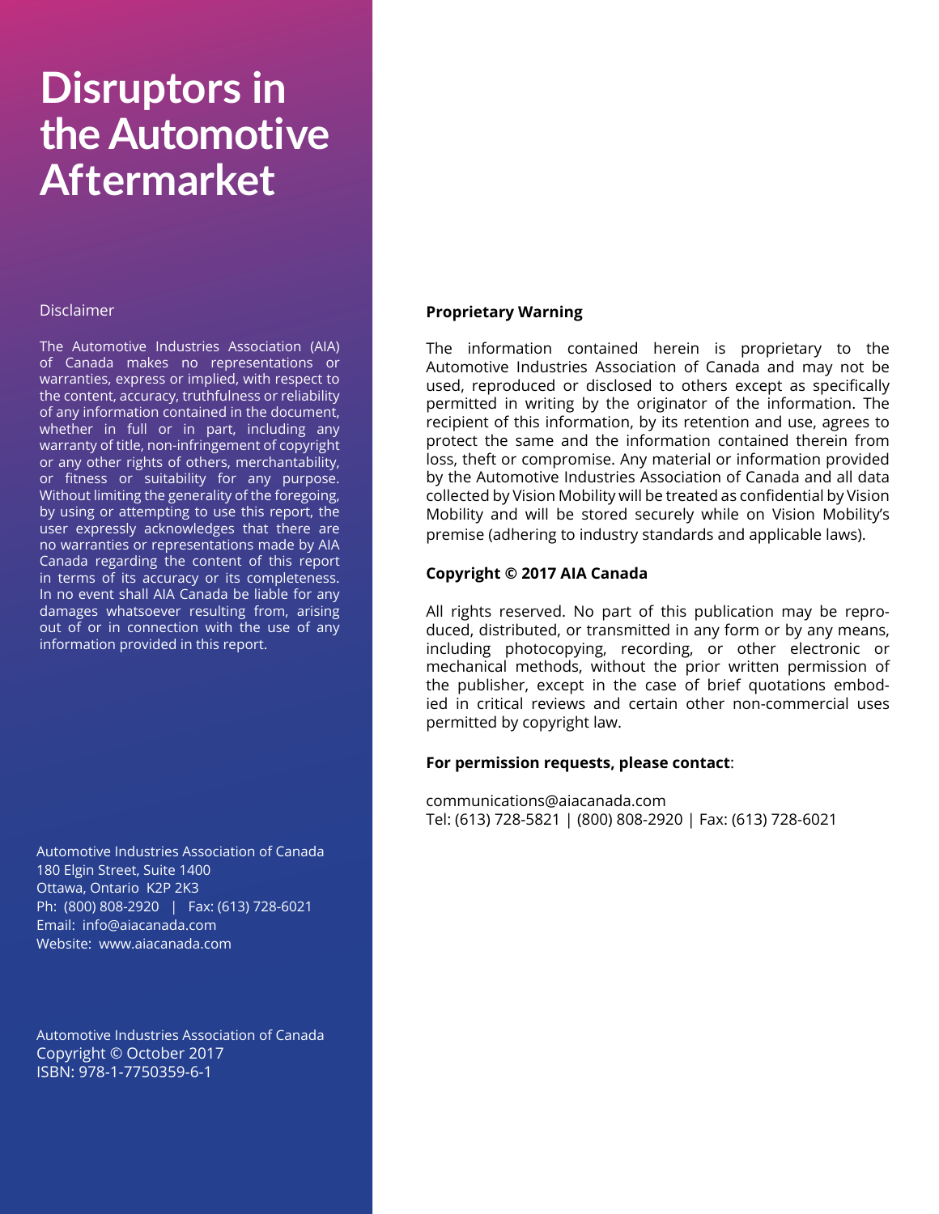# Disruptors in the Automotive Aftermarket

Disclaimer

The Automotive Industries Association (AIA) of Canada makes no representations or warranties, express or implied, with respect to the content, accuracy, truthfulness or reliability of any information contained in the document, whether in full or in part, including any warranty of title, non-infringement of copyright or any other rights of others, merchantability, or fitness or suitability for any purpose. Without limiting the generality of the foregoing, by using or attempting to use this report, the user expressly acknowledges that there are no warranties or representations made by AIA Canada regarding the content of this report in terms of its accuracy or its completeness. In no event shall AIA Canada be liable for any damages whatsoever resulting from, arising out of or in connection with the use of any information provided in this report.

Automotive Industries Association of Canada
180 Elgin Street, Suite 1400
Ottawa, Ontario K2P 2K3
Ph: (800) 808-2920 | Fax: (613) 728-6021
Email: info@aiacanada.com
Website: www.aiacanada.com

Automotive Industries Association of Canada
Copyright © October 2017
ISBN: 978-1-7750359-6-1

**Proprietary Warning**

The information contained herein is proprietary to the Automotive Industries Association of Canada and may not be used, reproduced or disclosed to others except as specifically permitted in writing by the originator of the information. The recipient of this information, by its retention and use, agrees to protect the same and the information contained therein from loss, theft or compromise. Any material or information provided by the Automotive Industries Association of Canada and all data collected by Vision Mobility will be treated as confidential by Vision Mobility and will be stored securely while on Vision Mobility's premise (adhering to industry standards and applicable laws).

**Copyright © 2017 AIA Canada**

All rights reserved. No part of this publication may be reproduced, distributed, or transmitted in any form or by any means, including photocopying, recording, or other electronic or mechanical methods, without the prior written permission of the publisher, except in the case of brief quotations embodied in critical reviews and certain other non-commercial uses permitted by copyright law.

**For permission requests, please contact**:

communications@aiacanada.com
Tel: (613) 728-5821 | (800) 808-2920 | Fax: (613) 728-6021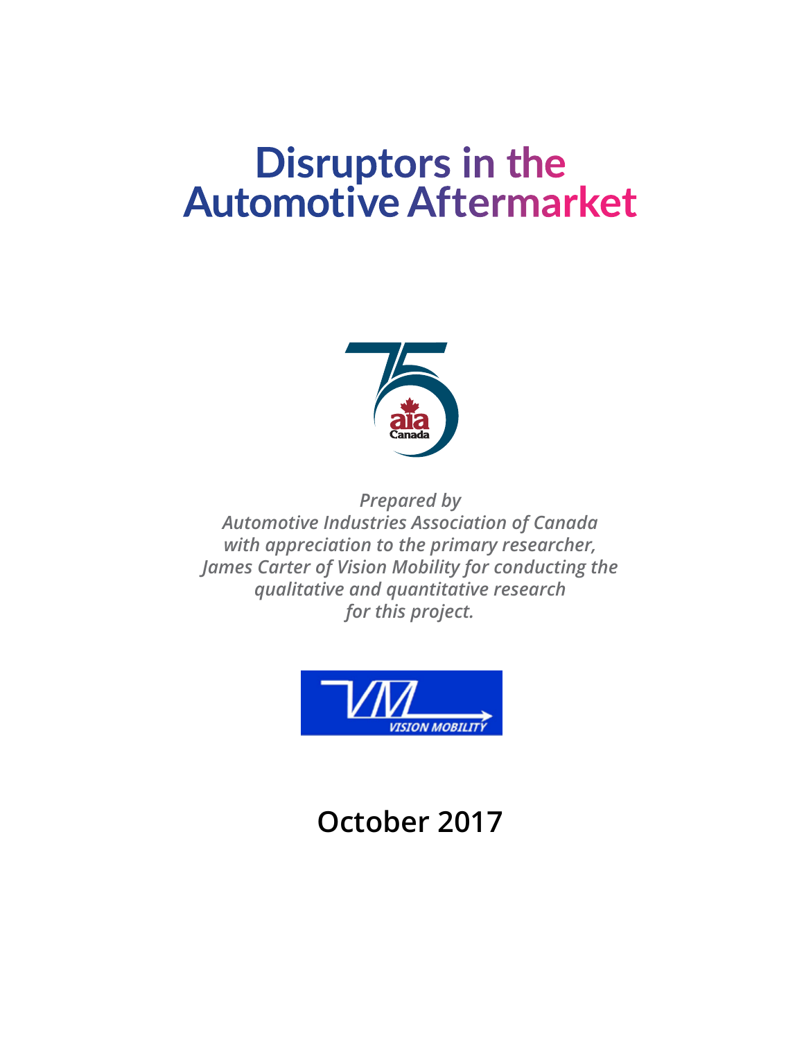# Disruptors in the Automotive Aftermarket

*Prepared by*
*Automotive Industries Association of Canada*
*with appreciation to the primary researcher,*
*James Carter of Vision Mobility for conducting the*
*qualitative and quantitative research*
*for this project.*

**October 2017**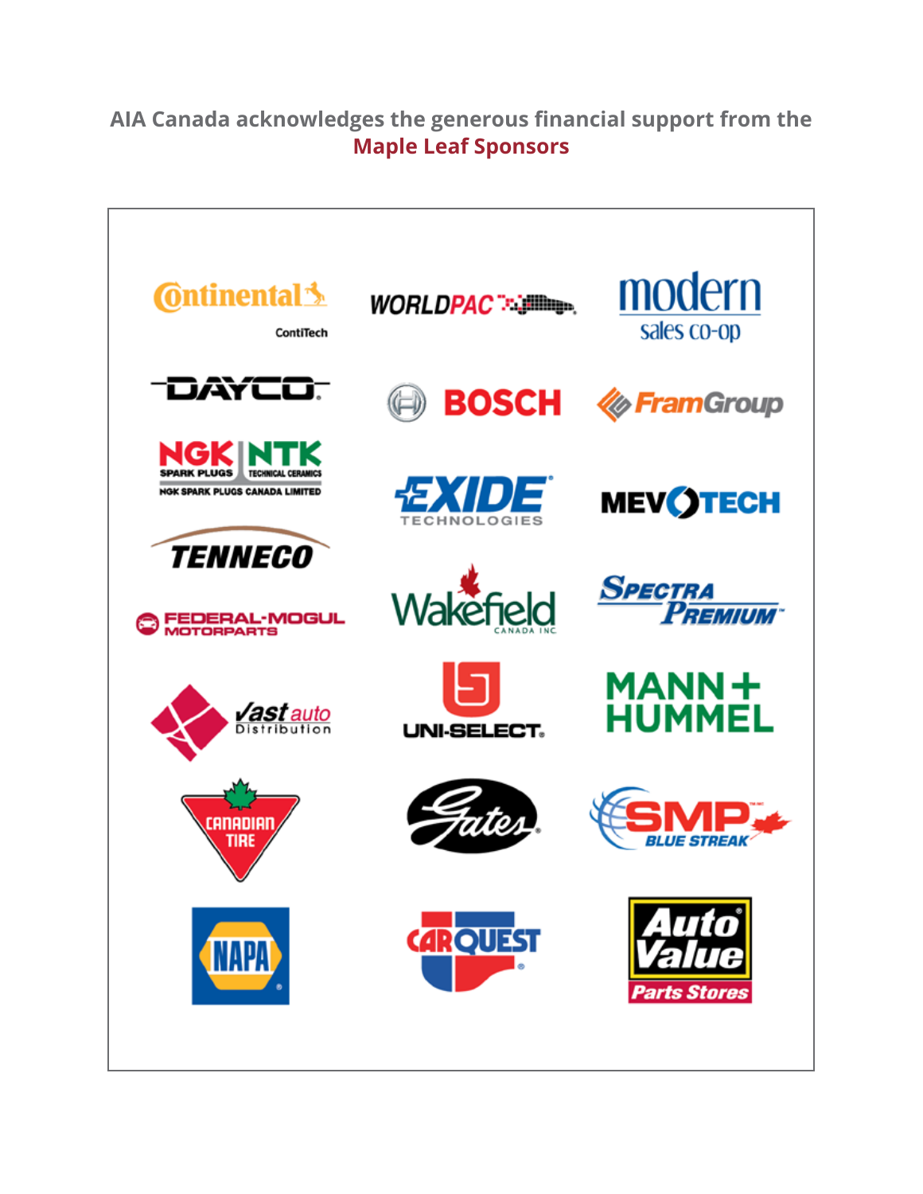AIA Canada acknowledges the generous financial support from the **Maple Leaf Sponsors**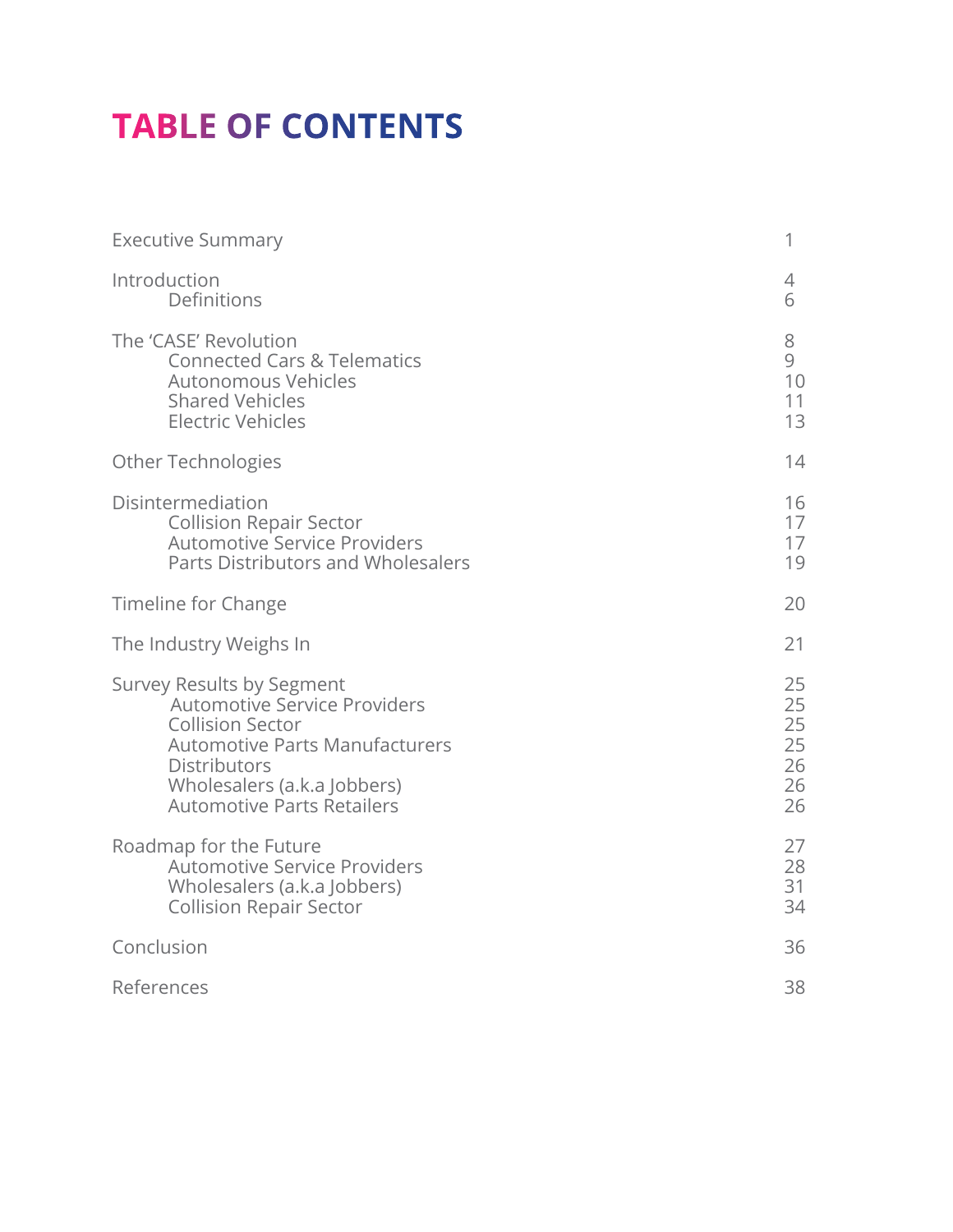# TABLE OF CONTENTS

| | |
|---|---|
| Executive Summary | 1 |
| Introduction | 4 |
| Definitions | 6 |
| The 'CASE' Revolution | 8 |
| Connected Cars & Telematics | 9 |
| Autonomous Vehicles | 10 |
| Shared Vehicles | 11 |
| Electric Vehicles | 13 |
| Other Technologies | 14 |
| Disintermediation | 16 |
| Collision Repair Sector | 17 |
| Automotive Service Providers | 17 |
| Parts Distributors and Wholesalers | 19 |
| Timeline for Change | 20 |
| The Industry Weighs In | 21 |
| Survey Results by Segment | 25 |
| Automotive Service Providers | 25 |
| Collision Sector | 25 |
| Automotive Parts Manufacturers | 25 |
| Distributors | 26 |
| Wholesalers (a.k.a Jobbers) | 26 |
| Automotive Parts Retailers | 26 |
| Roadmap for the Future | 27 |
| Automotive Service Providers | 28 |
| Wholesalers (a.k.a Jobbers) | 31 |
| Collision Repair Sector | 34 |
| Conclusion | 36 |
| References | 38 |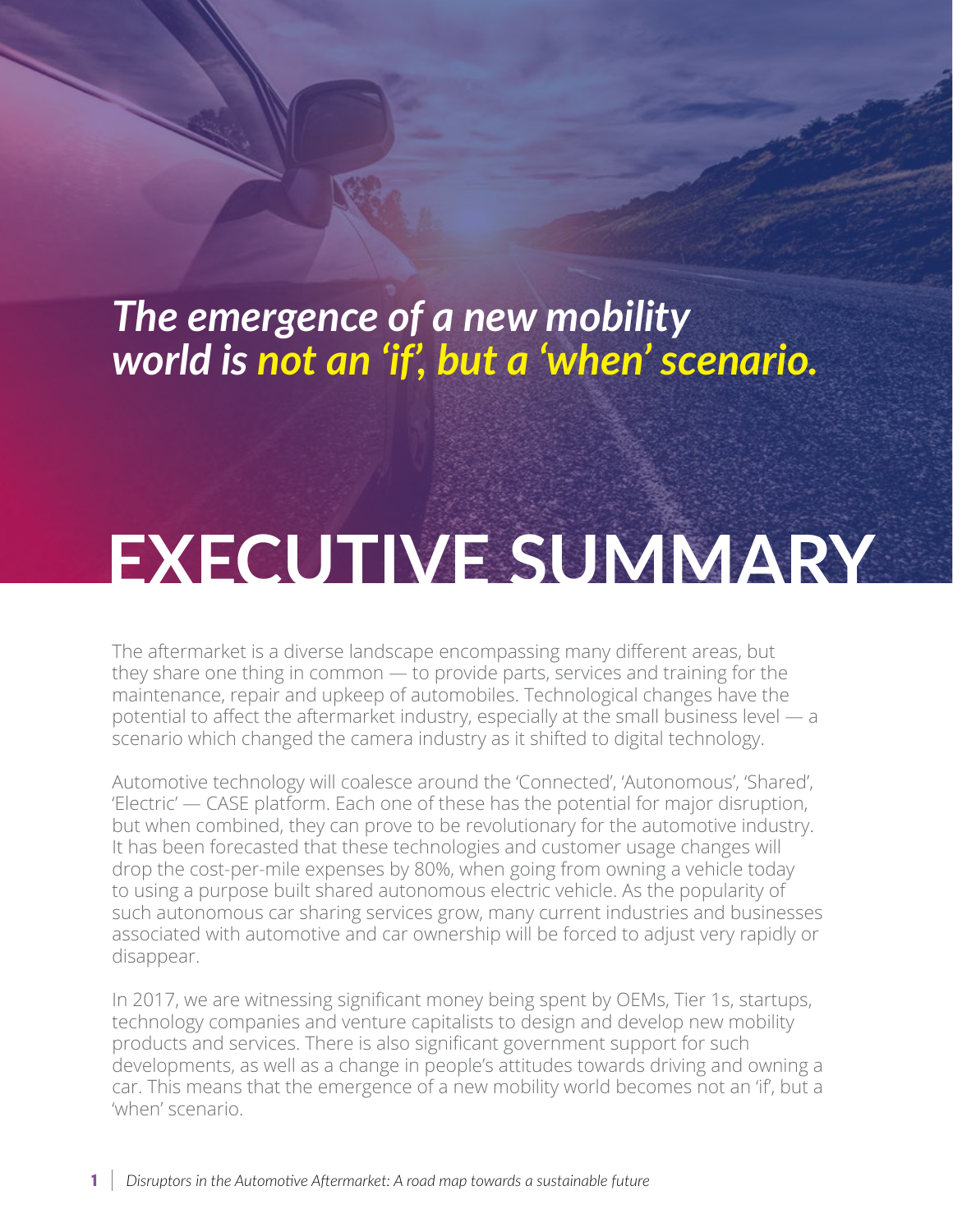*The emergence of a new mobility world is* ***not an 'if', but a 'when' scenario.***

# EXECUTIVE SUMMARY

The aftermarket is a diverse landscape encompassing many different areas, but they share one thing in common — to provide parts, services and training for the maintenance, repair and upkeep of automobiles. Technological changes have the potential to affect the aftermarket industry, especially at the small business level — a scenario which changed the camera industry as it shifted to digital technology.

Automotive technology will coalesce around the 'Connected', 'Autonomous', 'Shared', 'Electric' — CASE platform. Each one of these has the potential for major disruption, but when combined, they can prove to be revolutionary for the automotive industry. It has been forecasted that these technologies and customer usage changes will drop the cost-per-mile expenses by 80%, when going from owning a vehicle today to using a purpose built shared autonomous electric vehicle. As the popularity of such autonomous car sharing services grow, many current industries and businesses associated with automotive and car ownership will be forced to adjust very rapidly or disappear.

In 2017, we are witnessing significant money being spent by OEMs, Tier 1s, startups, technology companies and venture capitalists to design and develop new mobility products and services. There is also significant government support for such developments, as well as a change in people's attitudes towards driving and owning a car. This means that the emergence of a new mobility world becomes not an 'if', but a 'when' scenario.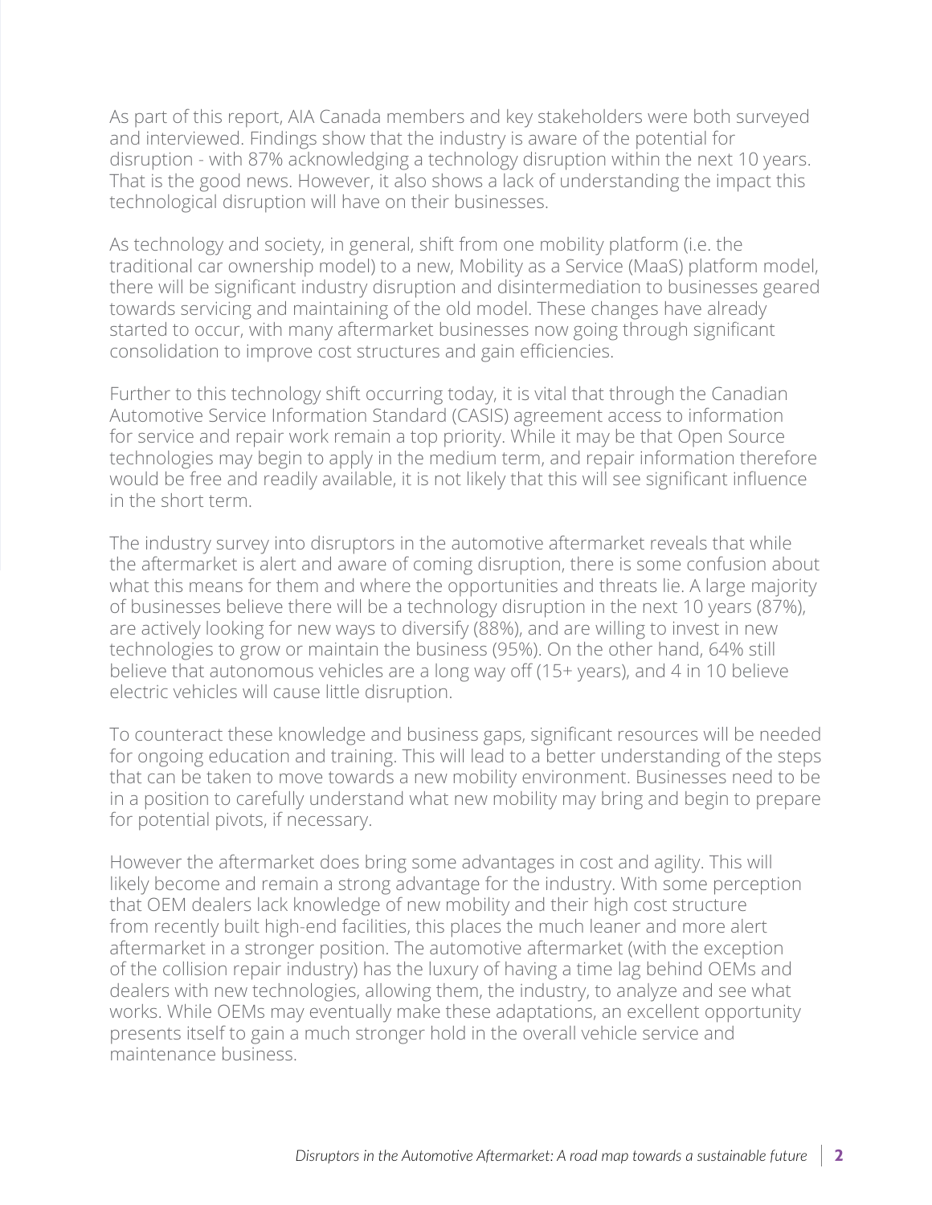As part of this report, AIA Canada members and key stakeholders were both surveyed and interviewed. Findings show that the industry is aware of the potential for disruption - with 87% acknowledging a technology disruption within the next 10 years. That is the good news. However, it also shows a lack of understanding the impact this technological disruption will have on their businesses.

As technology and society, in general, shift from one mobility platform (i.e. the traditional car ownership model) to a new, Mobility as a Service (MaaS) platform model, there will be significant industry disruption and disintermediation to businesses geared towards servicing and maintaining of the old model. These changes have already started to occur, with many aftermarket businesses now going through significant consolidation to improve cost structures and gain efficiencies.

Further to this technology shift occurring today, it is vital that through the Canadian Automotive Service Information Standard (CASIS) agreement access to information for service and repair work remain a top priority. While it may be that Open Source technologies may begin to apply in the medium term, and repair information therefore would be free and readily available, it is not likely that this will see significant influence in the short term.

The industry survey into disruptors in the automotive aftermarket reveals that while the aftermarket is alert and aware of coming disruption, there is some confusion about what this means for them and where the opportunities and threats lie. A large majority of businesses believe there will be a technology disruption in the next 10 years (87%), are actively looking for new ways to diversify (88%), and are willing to invest in new technologies to grow or maintain the business (95%). On the other hand, 64% still believe that autonomous vehicles are a long way off (15+ years), and 4 in 10 believe electric vehicles will cause little disruption.

To counteract these knowledge and business gaps, significant resources will be needed for ongoing education and training. This will lead to a better understanding of the steps that can be taken to move towards a new mobility environment. Businesses need to be in a position to carefully understand what new mobility may bring and begin to prepare for potential pivots, if necessary.

However the aftermarket does bring some advantages in cost and agility. This will likely become and remain a strong advantage for the industry. With some perception that OEM dealers lack knowledge of new mobility and their high cost structure from recently built high-end facilities, this places the much leaner and more alert aftermarket in a stronger position. The automotive aftermarket (with the exception of the collision repair industry) has the luxury of having a time lag behind OEMs and dealers with new technologies, allowing them, the industry, to analyze and see what works. While OEMs may eventually make these adaptations, an excellent opportunity presents itself to gain a much stronger hold in the overall vehicle service and maintenance business.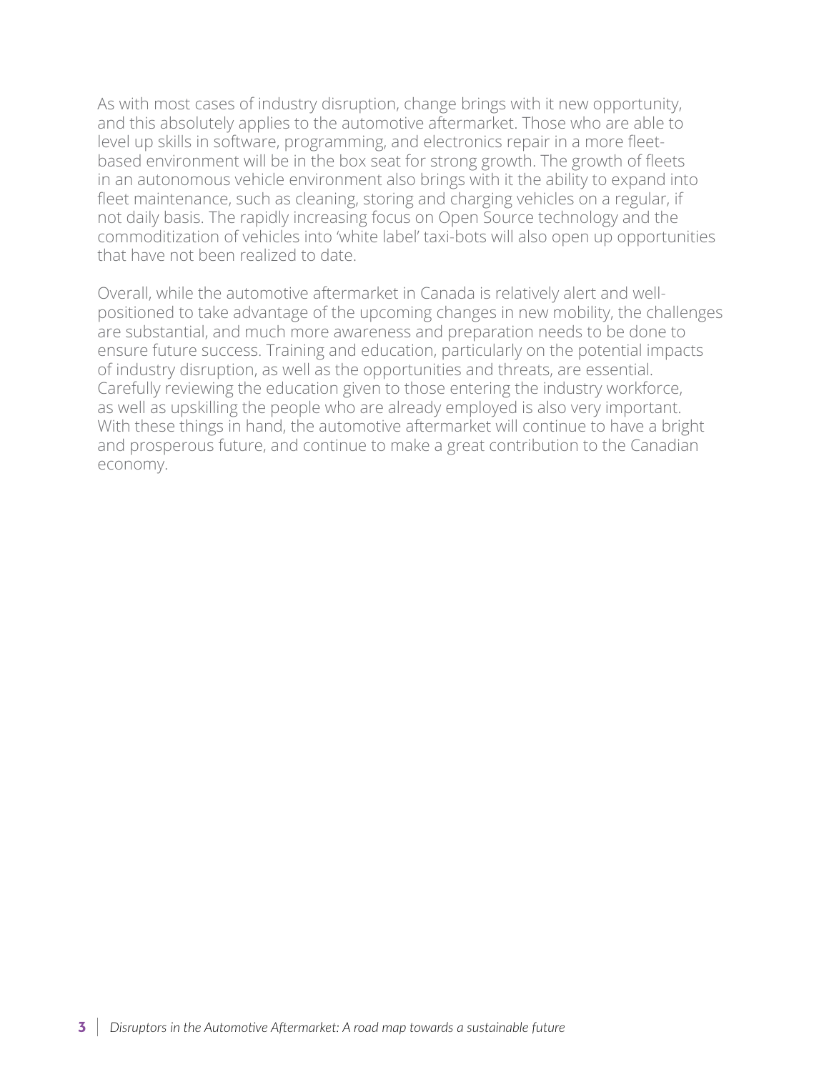As with most cases of industry disruption, change brings with it new opportunity, and this absolutely applies to the automotive aftermarket. Those who are able to level up skills in software, programming, and electronics repair in a more fleet-based environment will be in the box seat for strong growth. The growth of fleets in an autonomous vehicle environment also brings with it the ability to expand into fleet maintenance, such as cleaning, storing and charging vehicles on a regular, if not daily basis. The rapidly increasing focus on Open Source technology and the commoditization of vehicles into 'white label' taxi-bots will also open up opportunities that have not been realized to date.

Overall, while the automotive aftermarket in Canada is relatively alert and well-positioned to take advantage of the upcoming changes in new mobility, the challenges are substantial, and much more awareness and preparation needs to be done to ensure future success. Training and education, particularly on the potential impacts of industry disruption, as well as the opportunities and threats, are essential. Carefully reviewing the education given to those entering the industry workforce, as well as upskilling the people who are already employed is also very important. With these things in hand, the automotive aftermarket will continue to have a bright and prosperous future, and continue to make a great contribution to the Canadian economy.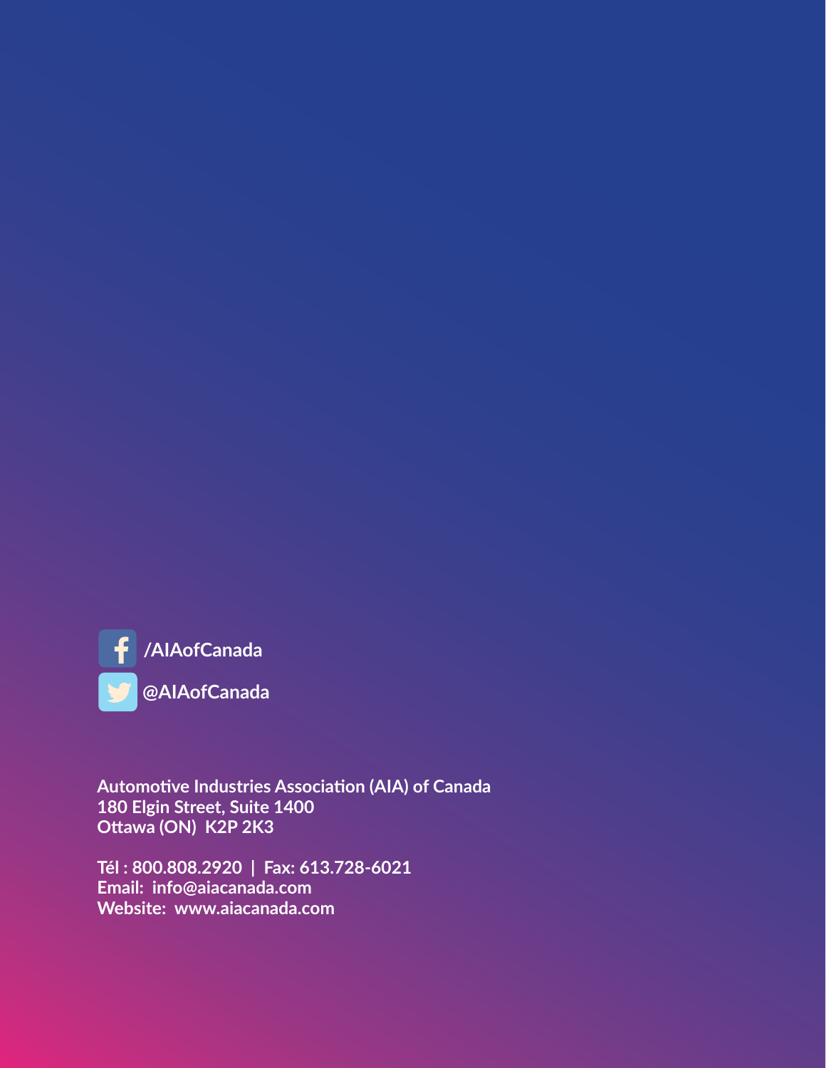/AIAofCanada

@AIAofCanada

**Automotive Industries Association (AIA) of Canada**
**180 Elgin Street, Suite 1400**
**Ottawa (ON) K2P 2K3**

**Tél : 800.808.2920 | Fax: 613.728-6021**
**Email: info@aiacanada.com**
**Website: www.aiacanada.com**